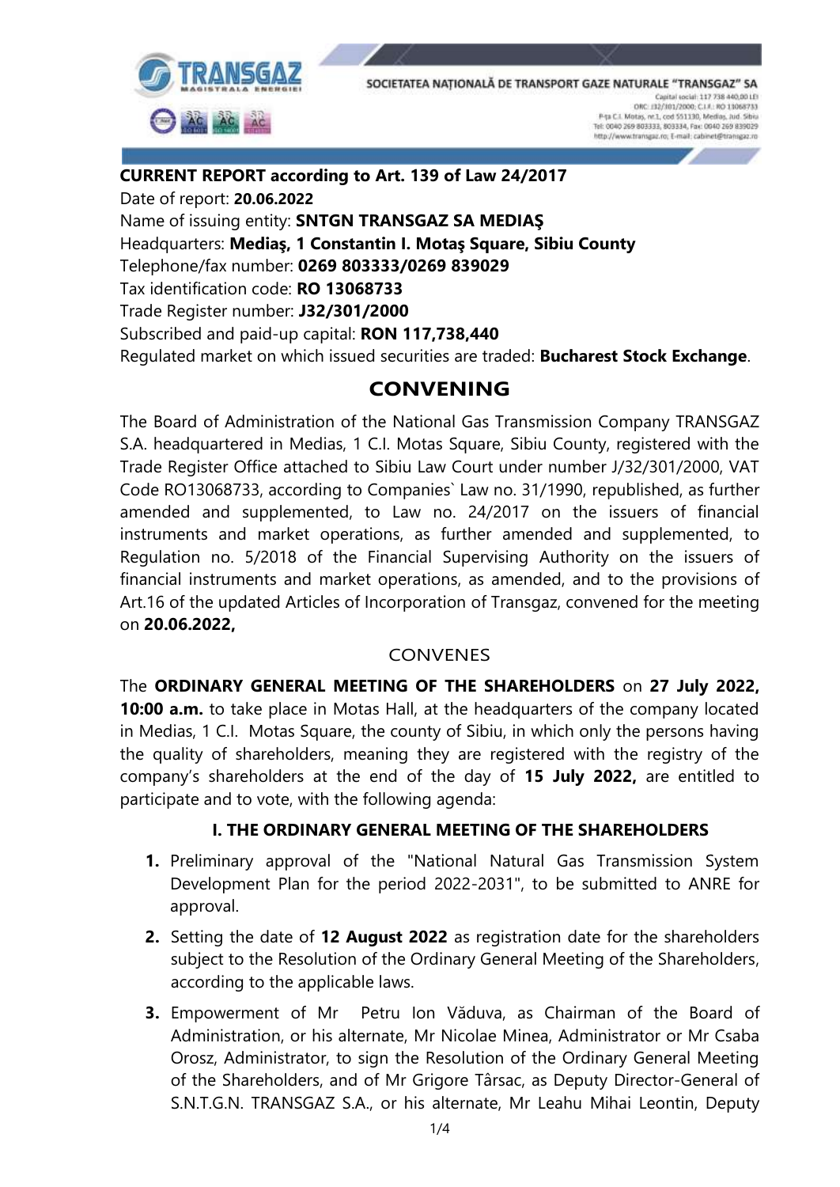**CURRENT REPORT according to Art. 139 of Law 24/2017**
Date of report: **20.06.2022**
Name of issuing entity: **SNTGN TRANSGAZ SA MEDIAŞ**
Headquarters: **Mediaş, 1 Constantin I. Motaş Square, Sibiu County**
Telephone/fax number: **0269 803333/0269 839029**
Tax identification code: **RO 13068733**
Trade Register number: **J32/301/2000**
Subscribed and paid-up capital: **RON 117,738,440**
Regulated market on which issued securities are traded: **Bucharest Stock Exchange**.

# CONVENING

The Board of Administration of the National Gas Transmission Company TRANSGAZ S.A. headquartered in Medias, 1 C.I. Motas Square, Sibiu County, registered with the Trade Register Office attached to Sibiu Law Court under number J/32/301/2000, VAT Code RO13068733, according to Companies` Law no. 31/1990, republished, as further amended and supplemented, to Law no. 24/2017 on the issuers of financial instruments and market operations, as further amended and supplemented, to Regulation no. 5/2018 of the Financial Supervising Authority on the issuers of financial instruments and market operations, as amended, and to the provisions of Art.16 of the updated Articles of Incorporation of Transgaz, convened for the meeting on **20.06.2022,**

CONVENES

The **ORDINARY GENERAL MEETING OF THE SHAREHOLDERS** on **27 July 2022, 10:00 a.m.** to take place in Motas Hall, at the headquarters of the company located in Medias, 1 C.I. Motas Square, the county of Sibiu, in which only the persons having the quality of shareholders, meaning they are registered with the registry of the company's shareholders at the end of the day of **15 July 2022,** are entitled to participate and to vote, with the following agenda:

## I. THE ORDINARY GENERAL MEETING OF THE SHAREHOLDERS

1. Preliminary approval of the "National Natural Gas Transmission System Development Plan for the period 2022-2031", to be submitted to ANRE for approval.
2. Setting the date of **12 August 2022** as registration date for the shareholders subject to the Resolution of the Ordinary General Meeting of the Shareholders, according to the applicable laws.
3. Empowerment of Mr Petru Ion Văduva, as Chairman of the Board of Administration, or his alternate, Mr Nicolae Minea, Administrator or Mr Csaba Orosz, Administrator, to sign the Resolution of the Ordinary General Meeting of the Shareholders, and of Mr Grigore Târsac, as Deputy Director-General of S.N.T.G.N. TRANSGAZ S.A., or his alternate, Mr Leahu Mihai Leontin, Deputy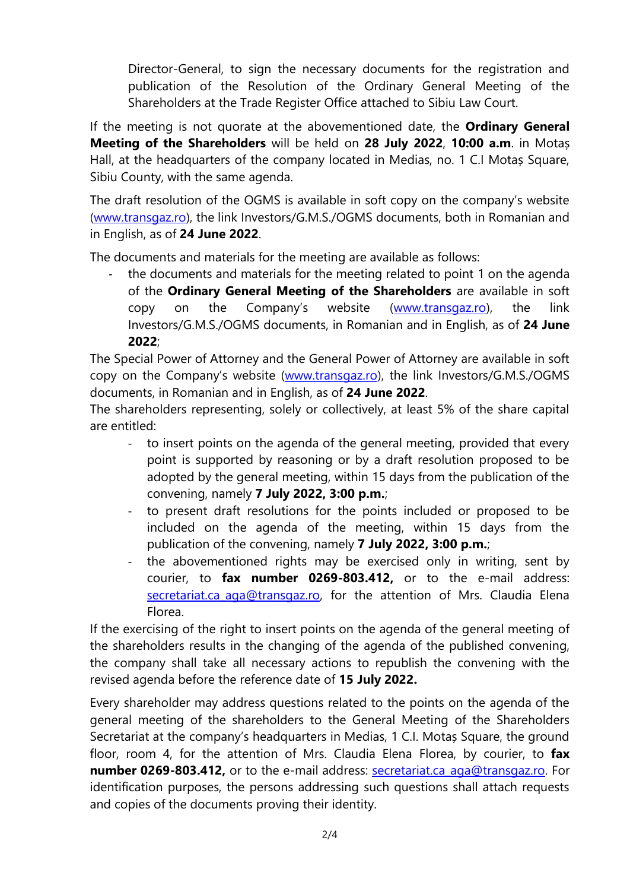Director-General, to sign the necessary documents for the registration and publication of the Resolution of the Ordinary General Meeting of the Shareholders at the Trade Register Office attached to Sibiu Law Court.

If the meeting is not quorate at the abovementioned date, the **Ordinary General Meeting of the Shareholders** will be held on **28 July 2022**, **10:00 a.m**. in Motaș Hall, at the headquarters of the company located in Medias, no. 1 C.I Motaș Square, Sibiu County, with the same agenda.

The draft resolution of the OGMS is available in soft copy on the company's website (www.transgaz.ro), the link Investors/G.M.S./OGMS documents, both in Romanian and in English, as of **24 June 2022**.

The documents and materials for the meeting are available as follows:

- the documents and materials for the meeting related to point 1 on the agenda of the **Ordinary General Meeting of the Shareholders** are available in soft copy on the Company's website (www.transgaz.ro), the link Investors/G.M.S./OGMS documents, in Romanian and in English, as of **24 June 2022**;

The Special Power of Attorney and the General Power of Attorney are available in soft copy on the Company's website (www.transgaz.ro), the link Investors/G.M.S./OGMS documents, in Romanian and in English, as of **24 June 2022**.

The shareholders representing, solely or collectively, at least 5% of the share capital are entitled:

- to insert points on the agenda of the general meeting, provided that every point is supported by reasoning or by a draft resolution proposed to be adopted by the general meeting, within 15 days from the publication of the convening, namely **7 July 2022, 3:00 p.m.**;
- to present draft resolutions for the points included or proposed to be included on the agenda of the meeting, within 15 days from the publication of the convening, namely **7 July 2022, 3:00 p.m.**;
- the abovementioned rights may be exercised only in writing, sent by courier, to **fax number 0269-803.412,** or to the e-mail address: secretariat.ca_aga@transgaz.ro, for the attention of Mrs. Claudia Elena Florea.

If the exercising of the right to insert points on the agenda of the general meeting of the shareholders results in the changing of the agenda of the published convening, the company shall take all necessary actions to republish the convening with the revised agenda before the reference date of **15 July 2022.**

Every shareholder may address questions related to the points on the agenda of the general meeting of the shareholders to the General Meeting of the Shareholders Secretariat at the company's headquarters in Medias, 1 C.I. Motaș Square, the ground floor, room 4, for the attention of Mrs. Claudia Elena Florea, by courier, to **fax number 0269-803.412,** or to the e-mail address: secretariat.ca_aga@transgaz.ro. For identification purposes, the persons addressing such questions shall attach requests and copies of the documents proving their identity.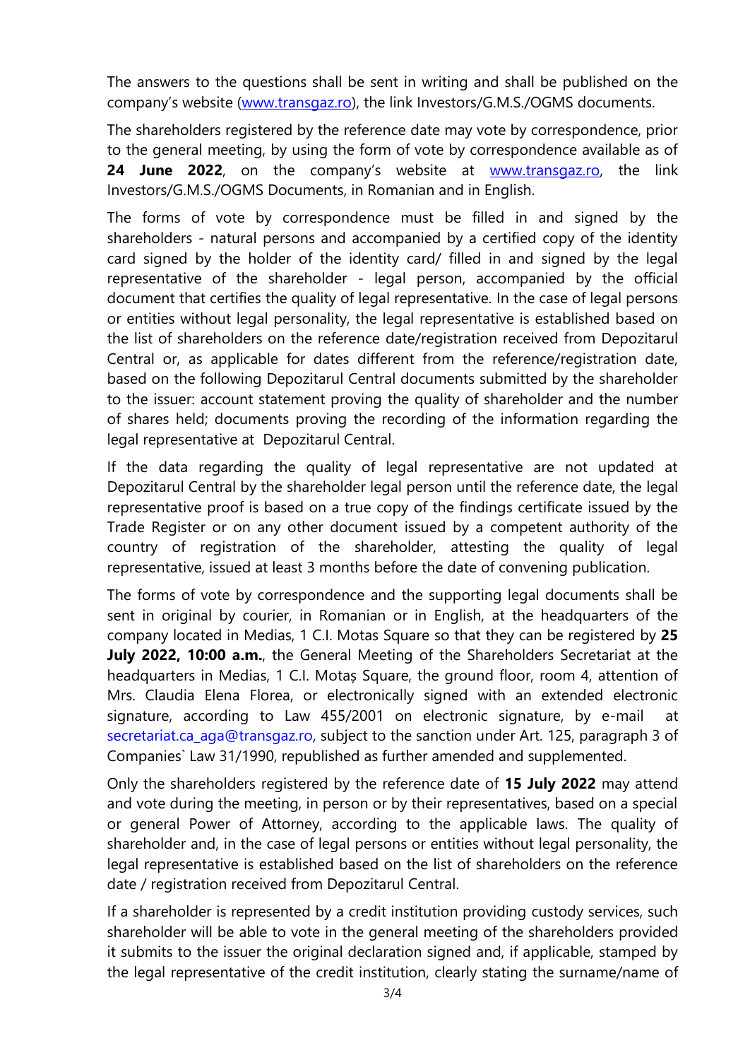The answers to the questions shall be sent in writing and shall be published on the company's website (www.transgaz.ro), the link Investors/G.M.S./OGMS documents.

The shareholders registered by the reference date may vote by correspondence, prior to the general meeting, by using the form of vote by correspondence available as of **24 June 2022**, on the company's website at www.transgaz.ro, the link Investors/G.M.S./OGMS Documents, in Romanian and in English.

The forms of vote by correspondence must be filled in and signed by the shareholders - natural persons and accompanied by a certified copy of the identity card signed by the holder of the identity card/ filled in and signed by the legal representative of the shareholder - legal person, accompanied by the official document that certifies the quality of legal representative. In the case of legal persons or entities without legal personality, the legal representative is established based on the list of shareholders on the reference date/registration received from Depozitarul Central or, as applicable for dates different from the reference/registration date, based on the following Depozitarul Central documents submitted by the shareholder to the issuer: account statement proving the quality of shareholder and the number of shares held; documents proving the recording of the information regarding the legal representative at Depozitarul Central.

If the data regarding the quality of legal representative are not updated at Depozitarul Central by the shareholder legal person until the reference date, the legal representative proof is based on a true copy of the findings certificate issued by the Trade Register or on any other document issued by a competent authority of the country of registration of the shareholder, attesting the quality of legal representative, issued at least 3 months before the date of convening publication.

The forms of vote by correspondence and the supporting legal documents shall be sent in original by courier, in Romanian or in English, at the headquarters of the company located in Medias, 1 C.I. Motas Square so that they can be registered by **25 July 2022, 10:00 a.m.**, the General Meeting of the Shareholders Secretariat at the headquarters in Medias, 1 C.I. Motaș Square, the ground floor, room 4, attention of Mrs. Claudia Elena Florea, or electronically signed with an extended electronic signature, according to Law 455/2001 on electronic signature, by e-mail at secretariat.ca_aga@transgaz.ro, subject to the sanction under Art. 125, paragraph 3 of Companies` Law 31/1990, republished as further amended and supplemented.

Only the shareholders registered by the reference date of **15 July 2022** may attend and vote during the meeting, in person or by their representatives, based on a special or general Power of Attorney, according to the applicable laws. The quality of shareholder and, in the case of legal persons or entities without legal personality, the legal representative is established based on the list of shareholders on the reference date / registration received from Depozitarul Central.

If a shareholder is represented by a credit institution providing custody services, such shareholder will be able to vote in the general meeting of the shareholders provided it submits to the issuer the original declaration signed and, if applicable, stamped by the legal representative of the credit institution, clearly stating the surname/name of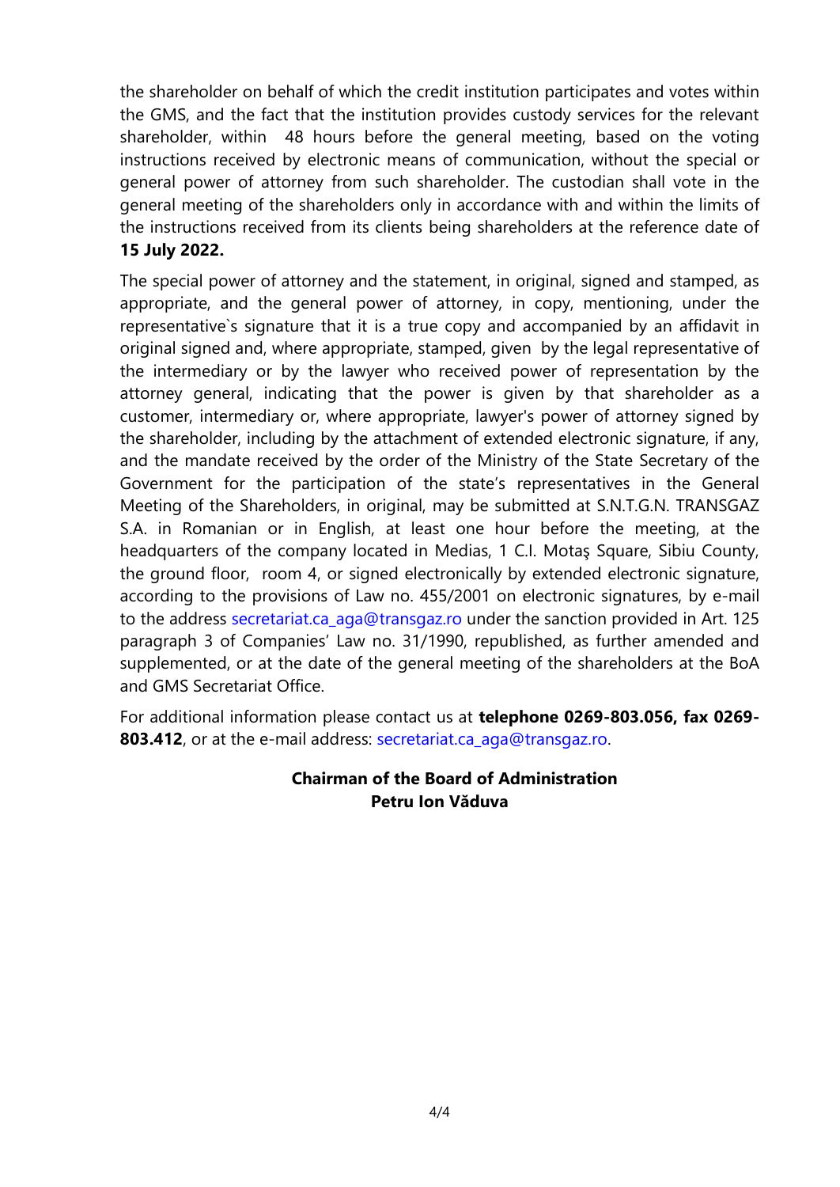the shareholder on behalf of which the credit institution participates and votes within the GMS, and the fact that the institution provides custody services for the relevant shareholder, within 48 hours before the general meeting, based on the voting instructions received by electronic means of communication, without the special or general power of attorney from such shareholder. The custodian shall vote in the general meeting of the shareholders only in accordance with and within the limits of the instructions received from its clients being shareholders at the reference date of **15 July 2022.**

The special power of attorney and the statement, in original, signed and stamped, as appropriate, and the general power of attorney, in copy, mentioning, under the representative`s signature that it is a true copy and accompanied by an affidavit in original signed and, where appropriate, stamped, given by the legal representative of the intermediary or by the lawyer who received power of representation by the attorney general, indicating that the power is given by that shareholder as a customer, intermediary or, where appropriate, lawyer's power of attorney signed by the shareholder, including by the attachment of extended electronic signature, if any, and the mandate received by the order of the Ministry of the State Secretary of the Government for the participation of the state's representatives in the General Meeting of the Shareholders, in original, may be submitted at S.N.T.G.N. TRANSGAZ S.A. in Romanian or in English, at least one hour before the meeting, at the headquarters of the company located in Medias, 1 C.I. Motaş Square, Sibiu County, the ground floor, room 4, or signed electronically by extended electronic signature, according to the provisions of Law no. 455/2001 on electronic signatures, by e-mail to the address secretariat.ca_aga@transgaz.ro under the sanction provided in Art. 125 paragraph 3 of Companies' Law no. 31/1990, republished, as further amended and supplemented, or at the date of the general meeting of the shareholders at the BoA and GMS Secretariat Office.

For additional information please contact us at **telephone 0269-803.056, fax 0269-803.412**, or at the e-mail address: secretariat.ca_aga@transgaz.ro.

**Chairman of the Board of Administration**
**Petru Ion Văduva**